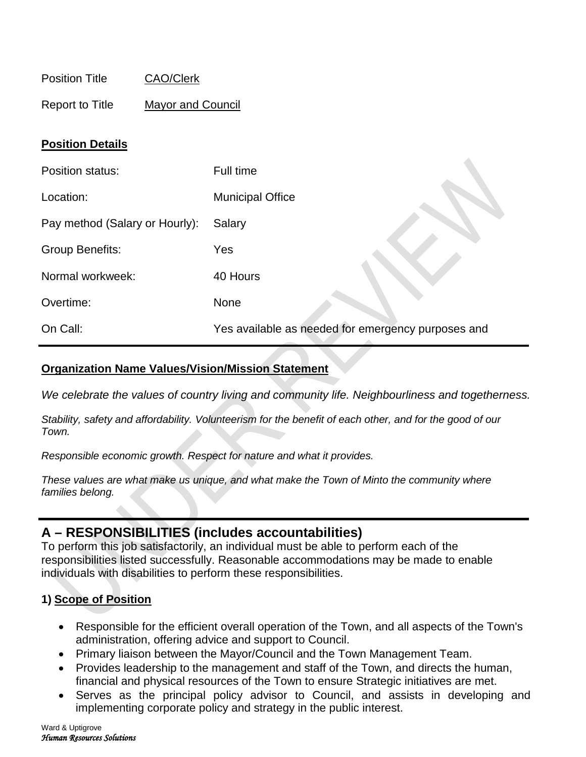Position Title CAO/Clerk

Report to Title Mayor and Council

**Position Details**

| | |
|---|---|
| Position status: | Full time |
| Location: | Municipal Office |
| Pay method (Salary or Hourly): | Salary |
| Group Benefits: | Yes |
| Normal workweek: | 40 Hours |
| Overtime: | None |
| On Call: | Yes available as needed for emergency purposes and |

**Organization Name Values/Vision/Mission Statement**

*We celebrate the values of country living and community life. Neighbourliness and togetherness.*

*Stability, safety and affordability. Volunteerism for the benefit of each other, and for the good of our Town.*

*Responsible economic growth. Respect for nature and what it provides.*

*These values are what make us unique, and what make the Town of Minto the community where families belong.*

## A – RESPONSIBILITIES (includes accountabilities)

To perform this job satisfactorily, an individual must be able to perform each of the responsibilities listed successfully. Reasonable accommodations may be made to enable individuals with disabilities to perform these responsibilities.

### 1) Scope of Position

- Responsible for the efficient overall operation of the Town, and all aspects of the Town's administration, offering advice and support to Council.
- Primary liaison between the Mayor/Council and the Town Management Team.
- Provides leadership to the management and staff of the Town, and directs the human, financial and physical resources of the Town to ensure Strategic initiatives are met.
- Serves as the principal policy advisor to Council, and assists in developing and implementing corporate policy and strategy in the public interest.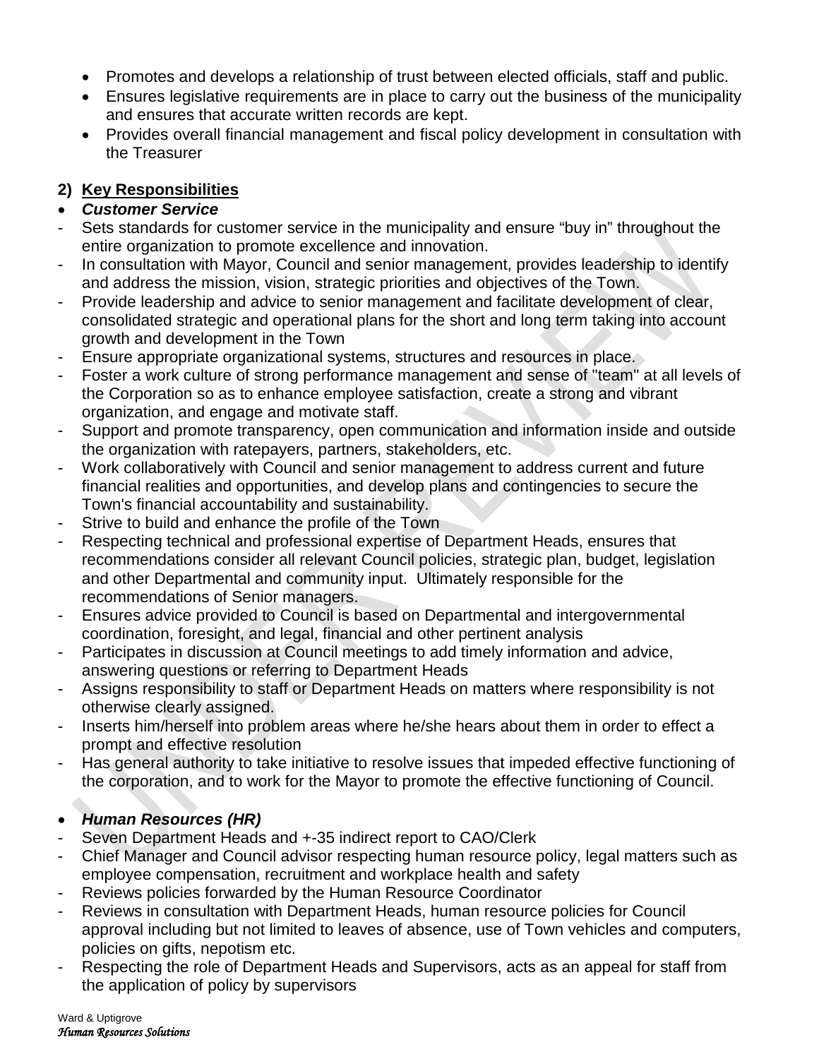- Promotes and develops a relationship of trust between elected officials, staff and public.
- Ensures legislative requirements are in place to carry out the business of the municipality and ensures that accurate written records are kept.
- Provides overall financial management and fiscal policy development in consultation with the Treasurer

## 2) Key Responsibilities

- ***Customer Service***

- Sets standards for customer service in the municipality and ensure "buy in" throughout the entire organization to promote excellence and innovation.
- In consultation with Mayor, Council and senior management, provides leadership to identify and address the mission, vision, strategic priorities and objectives of the Town.
- Provide leadership and advice to senior management and facilitate development of clear, consolidated strategic and operational plans for the short and long term taking into account growth and development in the Town
- Ensure appropriate organizational systems, structures and resources in place.
- Foster a work culture of strong performance management and sense of "team" at all levels of the Corporation so as to enhance employee satisfaction, create a strong and vibrant organization, and engage and motivate staff.
- Support and promote transparency, open communication and information inside and outside the organization with ratepayers, partners, stakeholders, etc.
- Work collaboratively with Council and senior management to address current and future financial realities and opportunities, and develop plans and contingencies to secure the Town's financial accountability and sustainability.
- Strive to build and enhance the profile of the Town
- Respecting technical and professional expertise of Department Heads, ensures that recommendations consider all relevant Council policies, strategic plan, budget, legislation and other Departmental and community input. Ultimately responsible for the recommendations of Senior managers.
- Ensures advice provided to Council is based on Departmental and intergovernmental coordination, foresight, and legal, financial and other pertinent analysis
- Participates in discussion at Council meetings to add timely information and advice, answering questions or referring to Department Heads
- Assigns responsibility to staff or Department Heads on matters where responsibility is not otherwise clearly assigned.
- Inserts him/herself into problem areas where he/she hears about them in order to effect a prompt and effective resolution
- Has general authority to take initiative to resolve issues that impeded effective functioning of the corporation, and to work for the Mayor to promote the effective functioning of Council.

- ***Human Resources (HR)***

- Seven Department Heads and +-35 indirect report to CAO/Clerk
- Chief Manager and Council advisor respecting human resource policy, legal matters such as employee compensation, recruitment and workplace health and safety
- Reviews policies forwarded by the Human Resource Coordinator
- Reviews in consultation with Department Heads, human resource policies for Council approval including but not limited to leaves of absence, use of Town vehicles and computers, policies on gifts, nepotism etc.
- Respecting the role of Department Heads and Supervisors, acts as an appeal for staff from the application of policy by supervisors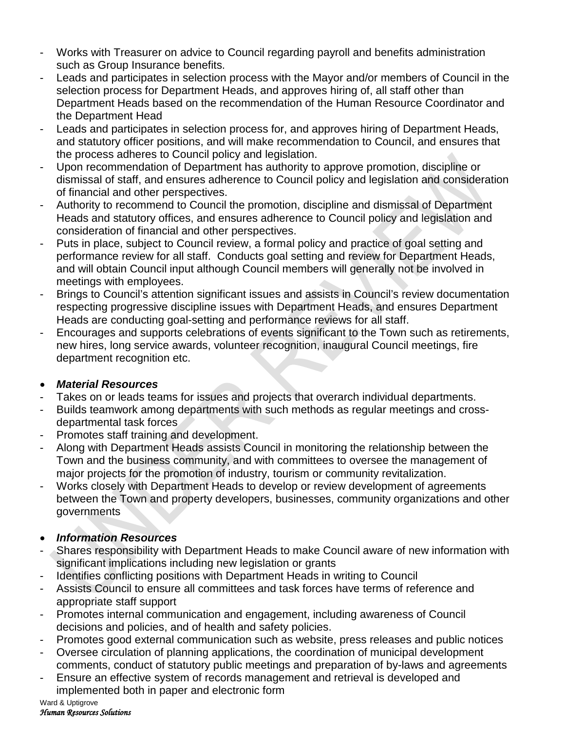- Works with Treasurer on advice to Council regarding payroll and benefits administration such as Group Insurance benefits.
- Leads and participates in selection process with the Mayor and/or members of Council in the selection process for Department Heads, and approves hiring of, all staff other than Department Heads based on the recommendation of the Human Resource Coordinator and the Department Head
- Leads and participates in selection process for, and approves hiring of Department Heads, and statutory officer positions, and will make recommendation to Council, and ensures that the process adheres to Council policy and legislation.
- Upon recommendation of Department has authority to approve promotion, discipline or dismissal of staff, and ensures adherence to Council policy and legislation and consideration of financial and other perspectives.
- Authority to recommend to Council the promotion, discipline and dismissal of Department Heads and statutory offices, and ensures adherence to Council policy and legislation and consideration of financial and other perspectives.
- Puts in place, subject to Council review, a formal policy and practice of goal setting and performance review for all staff. Conducts goal setting and review for Department Heads, and will obtain Council input although Council members will generally not be involved in meetings with employees.
- Brings to Council's attention significant issues and assists in Council's review documentation respecting progressive discipline issues with Department Heads, and ensures Department Heads are conducting goal-setting and performance reviews for all staff.
- Encourages and supports celebrations of events significant to the Town such as retirements, new hires, long service awards, volunteer recognition, inaugural Council meetings, fire department recognition etc.

- ***Material Resources***

- Takes on or leads teams for issues and projects that overarch individual departments.
- Builds teamwork among departments with such methods as regular meetings and cross-departmental task forces
- Promotes staff training and development.
- Along with Department Heads assists Council in monitoring the relationship between the Town and the business community, and with committees to oversee the management of major projects for the promotion of industry, tourism or community revitalization.
- Works closely with Department Heads to develop or review development of agreements between the Town and property developers, businesses, community organizations and other governments

- ***Information Resources***

- Shares responsibility with Department Heads to make Council aware of new information with significant implications including new legislation or grants
- Identifies conflicting positions with Department Heads in writing to Council
- Assists Council to ensure all committees and task forces have terms of reference and appropriate staff support
- Promotes internal communication and engagement, including awareness of Council decisions and policies, and of health and safety policies.
- Promotes good external communication such as website, press releases and public notices
- Oversee circulation of planning applications, the coordination of municipal development comments, conduct of statutory public meetings and preparation of by-laws and agreements
- Ensure an effective system of records management and retrieval is developed and implemented both in paper and electronic form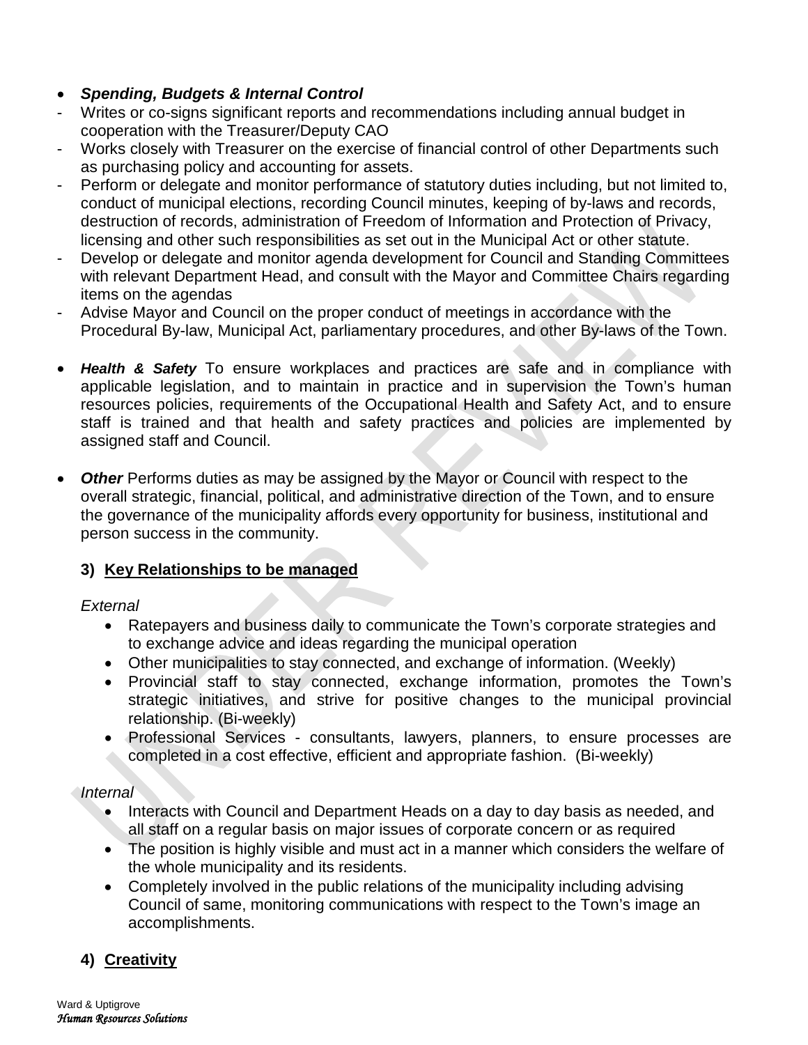- ***Spending, Budgets & Internal Control***
  - Writes or co-signs significant reports and recommendations including annual budget in cooperation with the Treasurer/Deputy CAO
  - Works closely with Treasurer on the exercise of financial control of other Departments such as purchasing policy and accounting for assets.
  - Perform or delegate and monitor performance of statutory duties including, but not limited to, conduct of municipal elections, recording Council minutes, keeping of by-laws and records, destruction of records, administration of Freedom of Information and Protection of Privacy, licensing and other such responsibilities as set out in the Municipal Act or other statute.
  - Develop or delegate and monitor agenda development for Council and Standing Committees with relevant Department Head, and consult with the Mayor and Committee Chairs regarding items on the agendas
  - Advise Mayor and Council on the proper conduct of meetings in accordance with the Procedural By-law, Municipal Act, parliamentary procedures, and other By-laws of the Town.

- ***Health & Safety*** To ensure workplaces and practices are safe and in compliance with applicable legislation, and to maintain in practice and in supervision the Town's human resources policies, requirements of the Occupational Health and Safety Act, and to ensure staff is trained and that health and safety practices and policies are implemented by assigned staff and Council.

- ***Other*** Performs duties as may be assigned by the Mayor or Council with respect to the overall strategic, financial, political, and administrative direction of the Town, and to ensure the governance of the municipality affords every opportunity for business, institutional and person success in the community.

### 3) Key Relationships to be managed

*External*

- Ratepayers and business daily to communicate the Town's corporate strategies and to exchange advice and ideas regarding the municipal operation
- Other municipalities to stay connected, and exchange of information. (Weekly)
- Provincial staff to stay connected, exchange information, promotes the Town's strategic initiatives, and strive for positive changes to the municipal provincial relationship. (Bi-weekly)
- Professional Services - consultants, lawyers, planners, to ensure processes are completed in a cost effective, efficient and appropriate fashion. (Bi-weekly)

*Internal*

- Interacts with Council and Department Heads on a day to day basis as needed, and all staff on a regular basis on major issues of corporate concern or as required
- The position is highly visible and must act in a manner which considers the welfare of the whole municipality and its residents.
- Completely involved in the public relations of the municipality including advising Council of same, monitoring communications with respect to the Town's image an accomplishments.

### 4) Creativity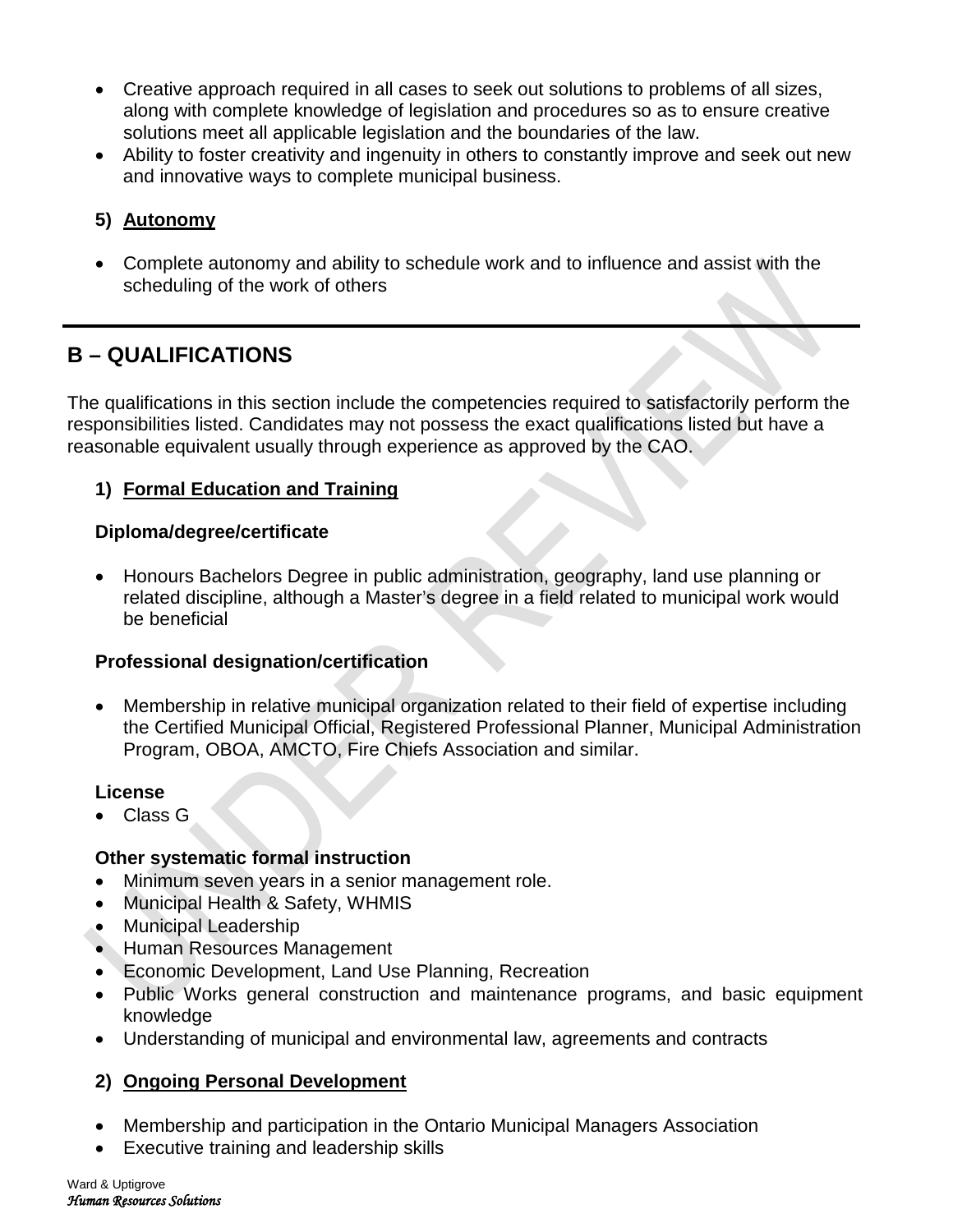- Creative approach required in all cases to seek out solutions to problems of all sizes, along with complete knowledge of legislation and procedures so as to ensure creative solutions meet all applicable legislation and the boundaries of the law.
- Ability to foster creativity and ingenuity in others to constantly improve and seek out new and innovative ways to complete municipal business.

### 5) Autonomy

- Complete autonomy and ability to schedule work and to influence and assist with the scheduling of the work of others

---

## B – QUALIFICATIONS

The qualifications in this section include the competencies required to satisfactorily perform the responsibilities listed. Candidates may not possess the exact qualifications listed but have a reasonable equivalent usually through experience as approved by the CAO.

### 1) Formal Education and Training

**Diploma/degree/certificate**

- Honours Bachelors Degree in public administration, geography, land use planning or related discipline, although a Master's degree in a field related to municipal work would be beneficial

**Professional designation/certification**

- Membership in relative municipal organization related to their field of expertise including the Certified Municipal Official, Registered Professional Planner, Municipal Administration Program, OBOA, AMCTO, Fire Chiefs Association and similar.

**License**

- Class G

**Other systematic formal instruction**

- Minimum seven years in a senior management role.
- Municipal Health & Safety, WHMIS
- Municipal Leadership
- Human Resources Management
- Economic Development, Land Use Planning, Recreation
- Public Works general construction and maintenance programs, and basic equipment knowledge
- Understanding of municipal and environmental law, agreements and contracts

### 2) Ongoing Personal Development

- Membership and participation in the Ontario Municipal Managers Association
- Executive training and leadership skills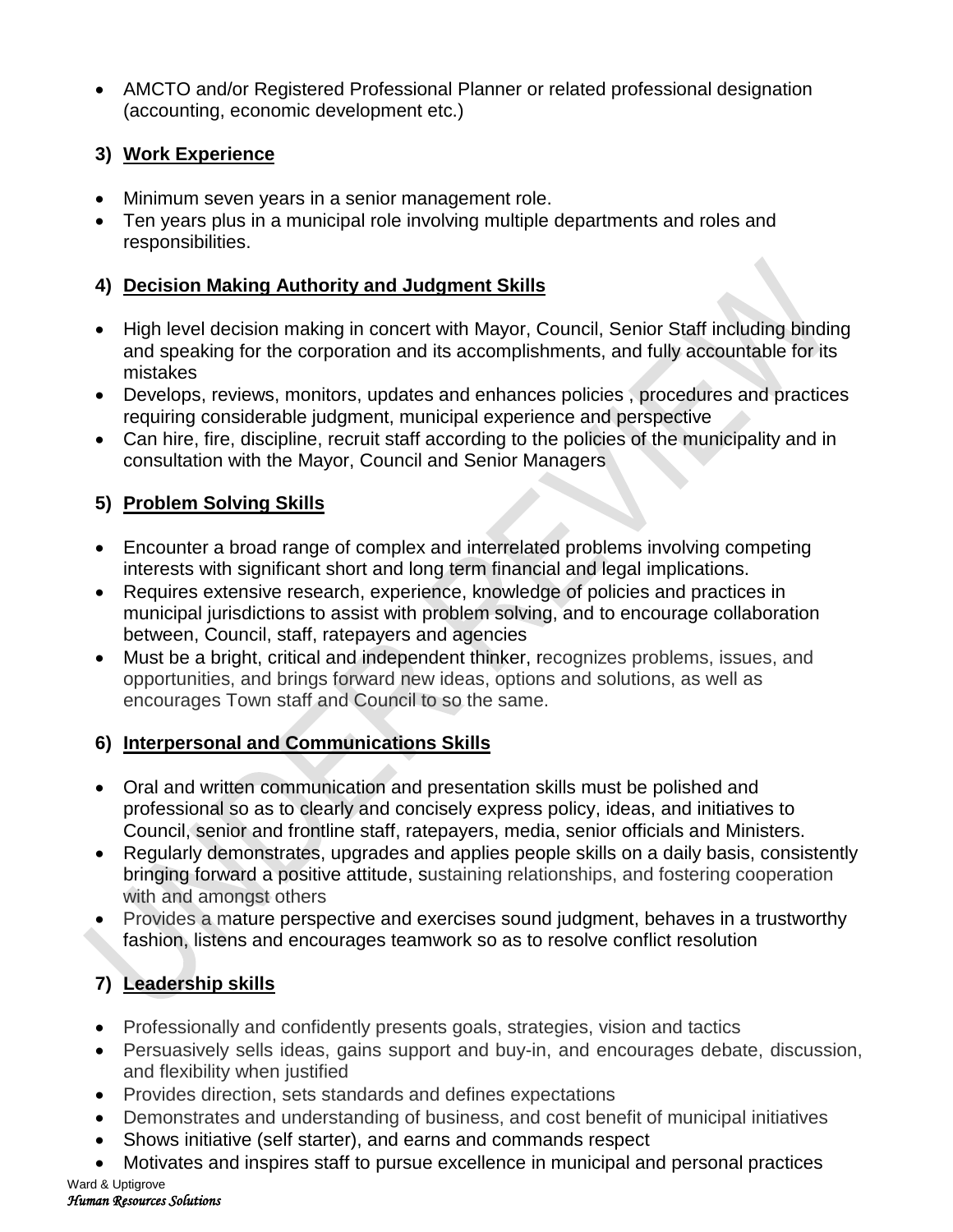- AMCTO and/or Registered Professional Planner or related professional designation (accounting, economic development etc.)

### 3) Work Experience

- Minimum seven years in a senior management role.
- Ten years plus in a municipal role involving multiple departments and roles and responsibilities.

### 4) Decision Making Authority and Judgment Skills

- High level decision making in concert with Mayor, Council, Senior Staff including binding and speaking for the corporation and its accomplishments, and fully accountable for its mistakes
- Develops, reviews, monitors, updates and enhances policies , procedures and practices requiring considerable judgment, municipal experience and perspective
- Can hire, fire, discipline, recruit staff according to the policies of the municipality and in consultation with the Mayor, Council and Senior Managers

### 5) Problem Solving Skills

- Encounter a broad range of complex and interrelated problems involving competing interests with significant short and long term financial and legal implications.
- Requires extensive research, experience, knowledge of policies and practices in municipal jurisdictions to assist with problem solving, and to encourage collaboration between, Council, staff, ratepayers and agencies
- Must be a bright, critical and independent thinker, recognizes problems, issues, and opportunities, and brings forward new ideas, options and solutions, as well as encourages Town staff and Council to so the same.

### 6) Interpersonal and Communications Skills

- Oral and written communication and presentation skills must be polished and professional so as to clearly and concisely express policy, ideas, and initiatives to Council, senior and frontline staff, ratepayers, media, senior officials and Ministers.
- Regularly demonstrates, upgrades and applies people skills on a daily basis, consistently bringing forward a positive attitude, sustaining relationships, and fostering cooperation with and amongst others
- Provides a mature perspective and exercises sound judgment, behaves in a trustworthy fashion, listens and encourages teamwork so as to resolve conflict resolution

### 7) Leadership skills

- Professionally and confidently presents goals, strategies, vision and tactics
- Persuasively sells ideas, gains support and buy-in, and encourages debate, discussion, and flexibility when justified
- Provides direction, sets standards and defines expectations
- Demonstrates and understanding of business, and cost benefit of municipal initiatives
- Shows initiative (self starter), and earns and commands respect
- Motivates and inspires staff to pursue excellence in municipal and personal practices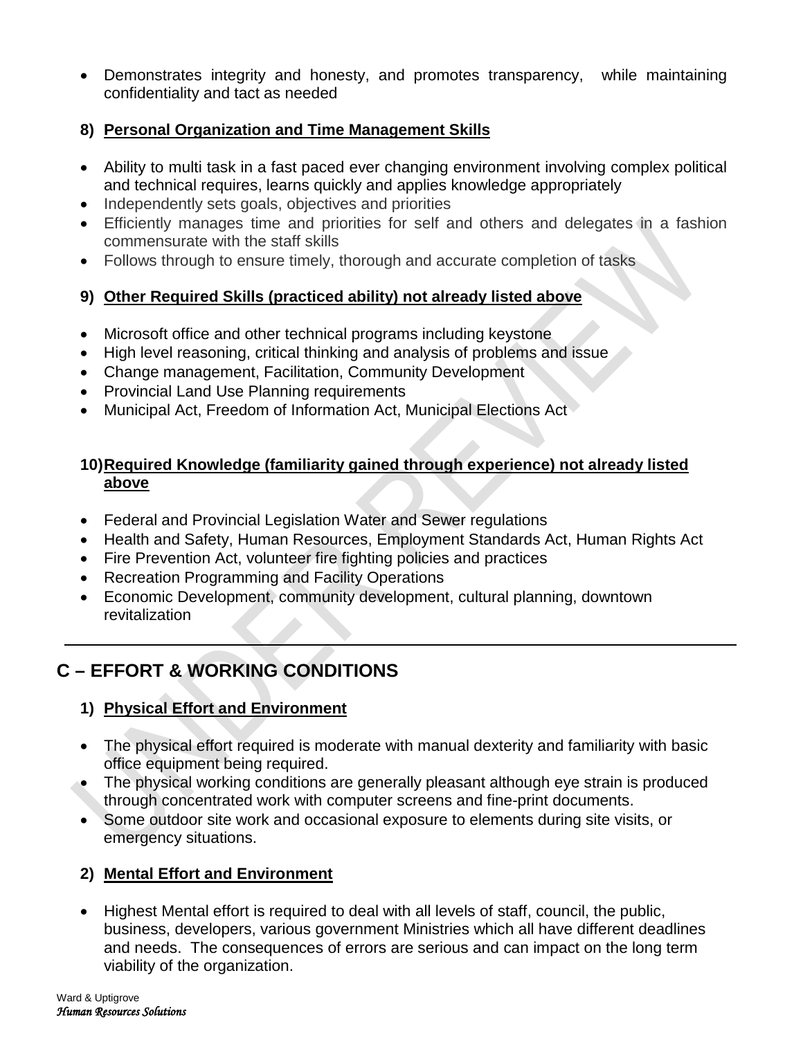- Demonstrates integrity and honesty, and promotes transparency, while maintaining confidentiality and tact as needed

8) **Personal Organization and Time Management Skills**

- Ability to multi task in a fast paced ever changing environment involving complex political and technical requires, learns quickly and applies knowledge appropriately
- Independently sets goals, objectives and priorities
- Efficiently manages time and priorities for self and others and delegates in a fashion commensurate with the staff skills
- Follows through to ensure timely, thorough and accurate completion of tasks

9) **Other Required Skills (practiced ability) not already listed above**

- Microsoft office and other technical programs including keystone
- High level reasoning, critical thinking and analysis of problems and issue
- Change management, Facilitation, Community Development
- Provincial Land Use Planning requirements
- Municipal Act, Freedom of Information Act, Municipal Elections Act

10) **Required Knowledge (familiarity gained through experience) not already listed above**

- Federal and Provincial Legislation Water and Sewer regulations
- Health and Safety, Human Resources, Employment Standards Act, Human Rights Act
- Fire Prevention Act, volunteer fire fighting policies and practices
- Recreation Programming and Facility Operations
- Economic Development, community development, cultural planning, downtown revitalization

---

## C – EFFORT & WORKING CONDITIONS

1) **Physical Effort and Environment**

- The physical effort required is moderate with manual dexterity and familiarity with basic office equipment being required.
- The physical working conditions are generally pleasant although eye strain is produced through concentrated work with computer screens and fine-print documents.
- Some outdoor site work and occasional exposure to elements during site visits, or emergency situations.

2) **Mental Effort and Environment**

- Highest Mental effort is required to deal with all levels of staff, council, the public, business, developers, various government Ministries which all have different deadlines and needs. The consequences of errors are serious and can impact on the long term viability of the organization.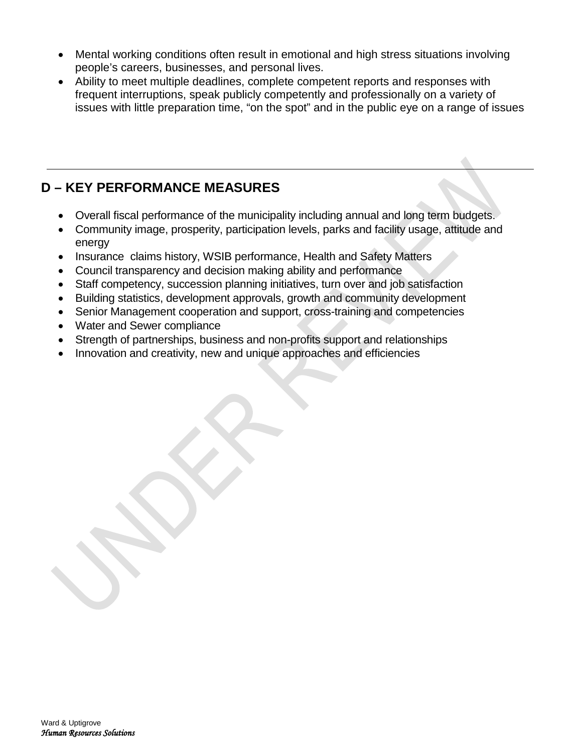- Mental working conditions often result in emotional and high stress situations involving people's careers, businesses, and personal lives.
- Ability to meet multiple deadlines, complete competent reports and responses with frequent interruptions, speak publicly competently and professionally on a variety of issues with little preparation time, "on the spot" and in the public eye on a range of issues

---

## D – KEY PERFORMANCE MEASURES

- Overall fiscal performance of the municipality including annual and long term budgets.
- Community image, prosperity, participation levels, parks and facility usage, attitude and energy
- Insurance claims history, WSIB performance, Health and Safety Matters
- Council transparency and decision making ability and performance
- Staff competency, succession planning initiatives, turn over and job satisfaction
- Building statistics, development approvals, growth and community development
- Senior Management cooperation and support, cross-training and competencies
- Water and Sewer compliance
- Strength of partnerships, business and non-profits support and relationships
- Innovation and creativity, new and unique approaches and efficiencies